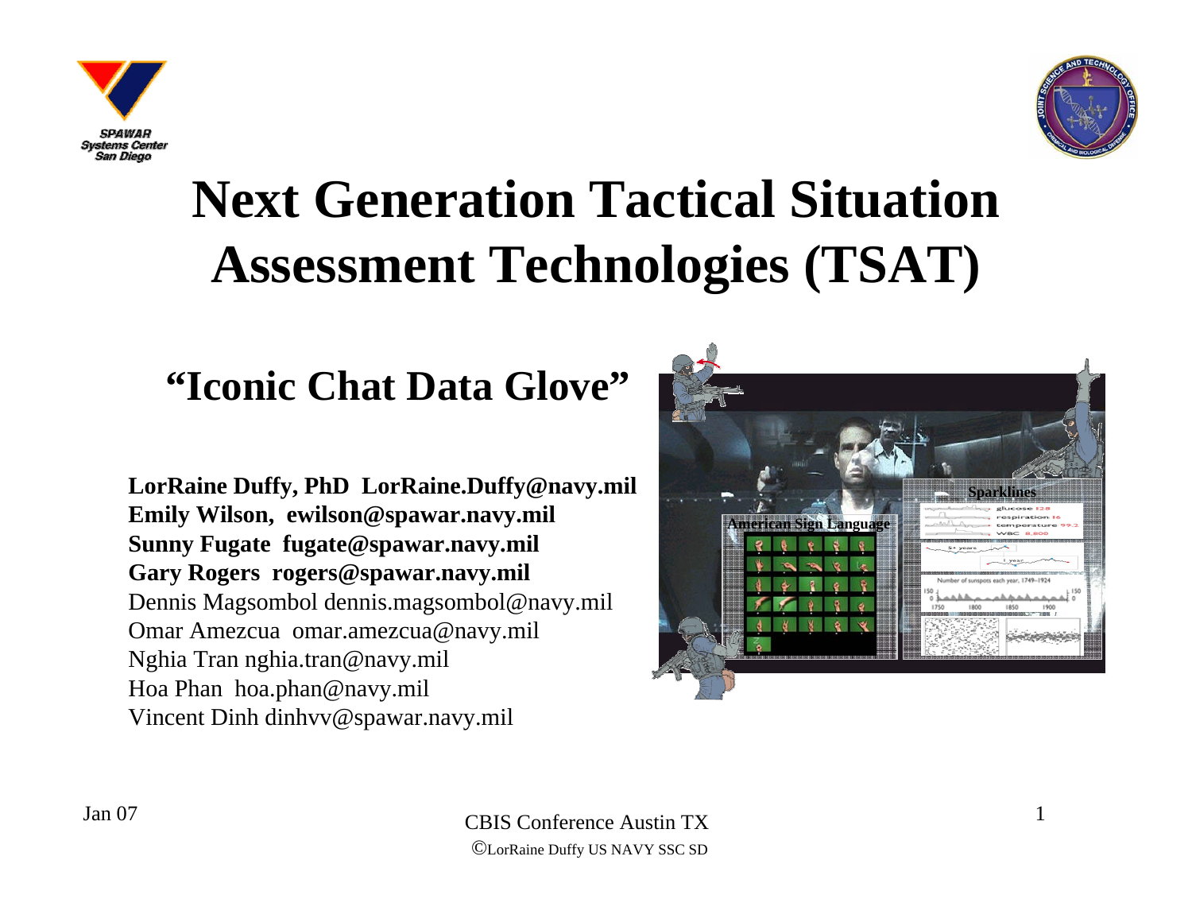# Next Generation Tactical Situation Assessment Technologies (TSAT)

## "Iconic Chat Data Glove"

**LorRaine Duffy, PhD LorRaine.Duffy@navy.mil**
**Emily Wilson, ewilson@spawar.navy.mil**
**Sunny Fugate fugate@spawar.navy.mil**
**Gary Rogers rogers@spawar.navy.mil**
Dennis Magsombol dennis.magsombol@navy.mil
Omar Amezcua omar.amezcua@navy.mil
Nghia Tran nghia.tran@navy.mil
Hoa Phan hoa.phan@navy.mil
Vincent Dinh dinhvv@spawar.navy.mil

Jan 07

CBIS Conference Austin TX
©LorRaine Duffy US NAVY SSC SD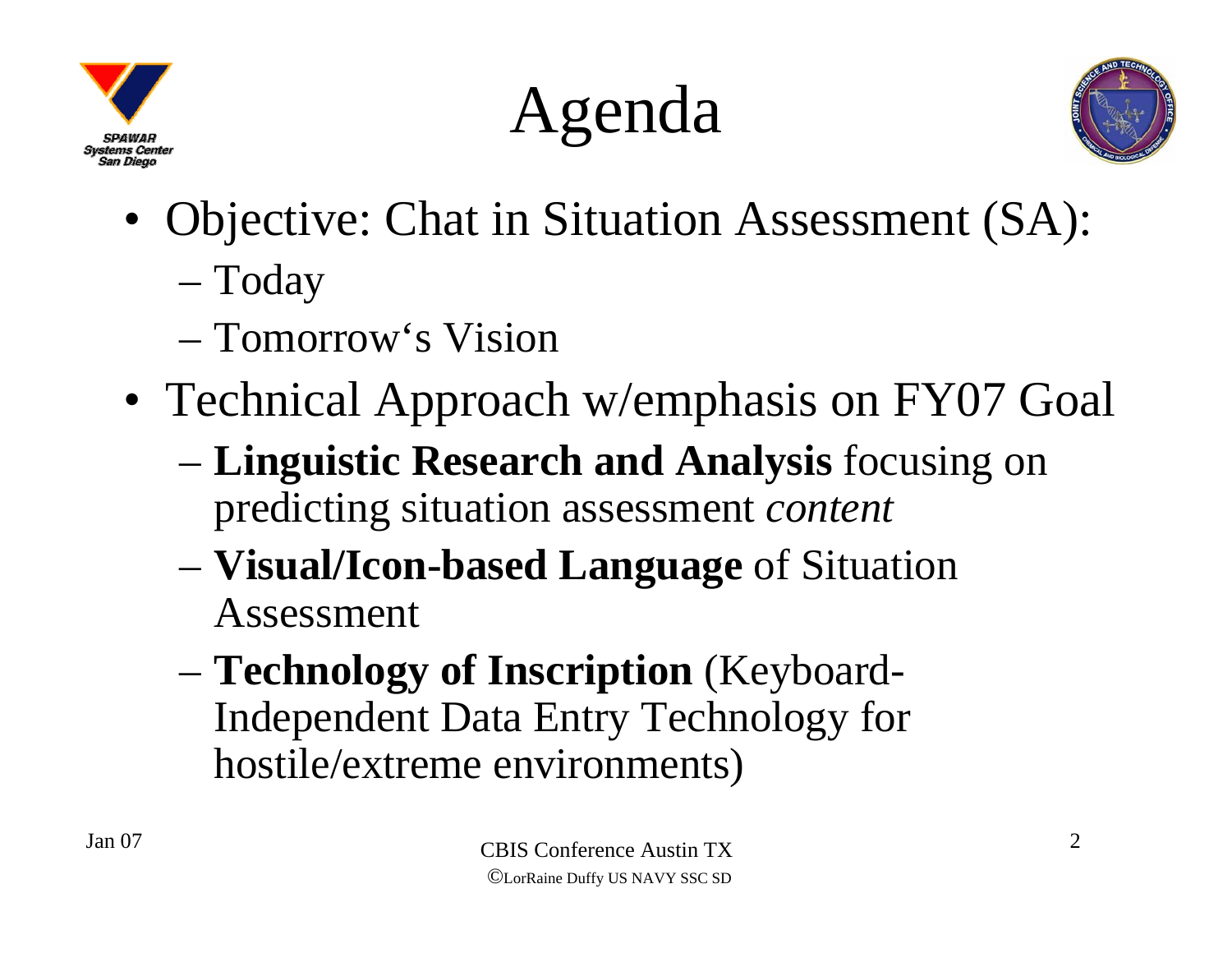# Agenda

- Objective: Chat in Situation Assessment (SA):
  - Today
  - Tomorrow's Vision
- Technical Approach w/emphasis on FY07 Goal
  - **Linguistic Research and Analysis** focusing on predicting situation assessment *content*
  - **Visual/Icon-based Language** of Situation Assessment
  - **Technology of Inscription** (Keyboard-Independent Data Entry Technology for hostile/extreme environments)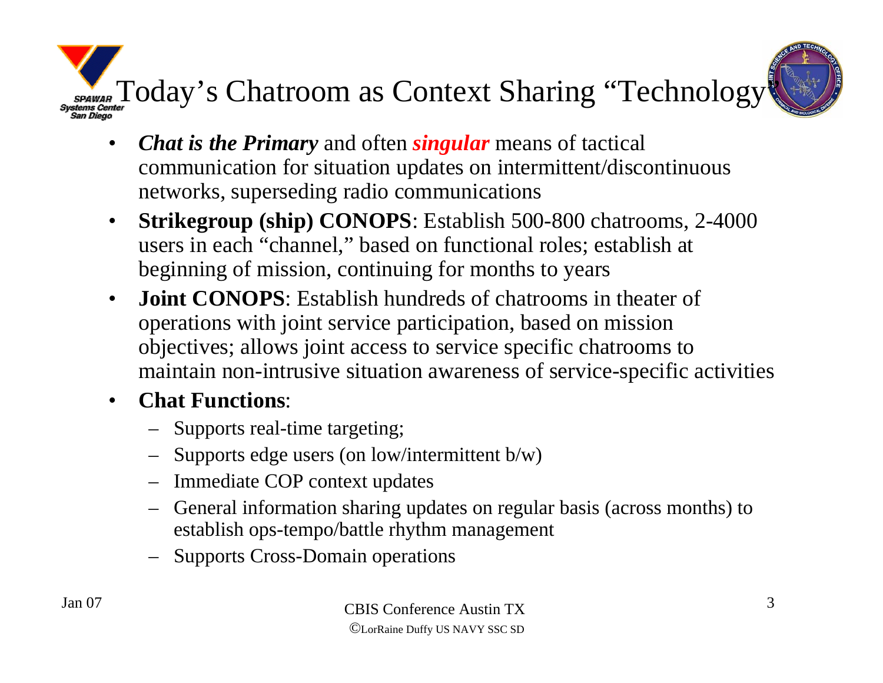# Today's Chatroom as Context Sharing "Technology"

- ***Chat is the Primary*** and often ***singular*** means of tactical communication for situation updates on intermittent/discontinuous networks, superseding radio communications
- **Strikegroup (ship) CONOPS**: Establish 500-800 chatrooms, 2-4000 users in each "channel," based on functional roles; establish at beginning of mission, continuing for months to years
- **Joint CONOPS**: Establish hundreds of chatrooms in theater of operations with joint service participation, based on mission objectives; allows joint access to service specific chatrooms to maintain non-intrusive situation awareness of service-specific activities
- **Chat Functions**:
  - Supports real-time targeting;
  - Supports edge users (on low/intermittent b/w)
  - Immediate COP context updates
  - General information sharing updates on regular basis (across months) to establish ops-tempo/battle rhythm management
  - Supports Cross-Domain operations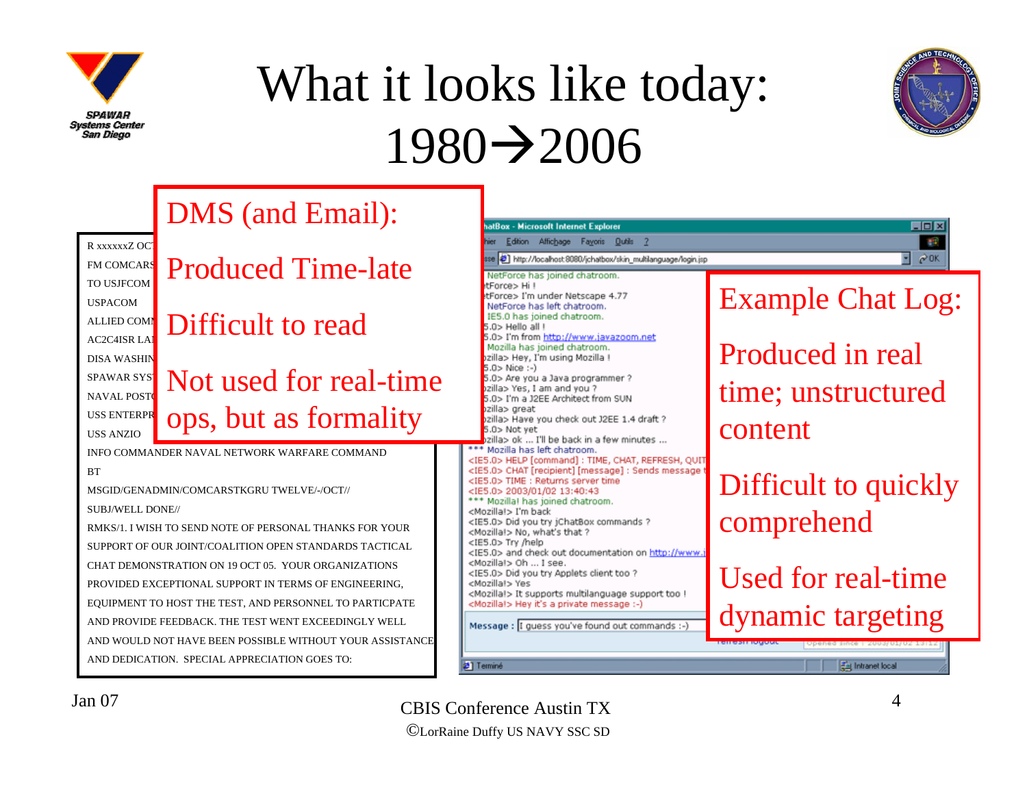# What it looks like today: 1980→2006

**DMS (and Email):**

- Produced Time-late
- Difficult to read
- Not used for real-time ops, but as formality

R xxxxxxZ OC
FM COMCARS
TO USJFCOM
USPACOM
ALLIED COM
AC2C4ISR LA
DISA WASHIN
SPAWAR SYS
NAVAL POST
USS ENTERPR
USS ANZIO
INFO COMMANDER NAVAL NETWORK WARFARE COMMAND
BT
MSGID/GENADMIN/COMCARSTKGRU TWELVE/-/OCT//
SUBJ/WELL DONE//
RMKS/1. I WISH TO SEND NOTE OF PERSONAL THANKS FOR YOUR SUPPORT OF OUR JOINT/COALITION OPEN STANDARDS TACTICAL CHAT DEMONSTRATION ON 19 OCT 05. YOUR ORGANIZATIONS PROVIDED EXCEPTIONAL SUPPORT IN TERMS OF ENGINEERING, EQUIPMENT TO HOST THE TEST, AND PERSONNEL TO PARTICPATE AND PROVIDE FEEDBACK. THE TEST WENT EXCEEDINGLY WELL AND WOULD NOT HAVE BEEN POSSIBLE WITHOUT YOUR ASSISTANCE AND DEDICATION. SPECIAL APPRECIATION GOES TO:

**Example Chat Log:**

- Produced in real time; unstructured content
- Difficult to quickly comprehend
- Used for real-time dynamic targeting

Jan 07

CBIS Conference Austin TX
©LorRaine Duffy US NAVY SSC SD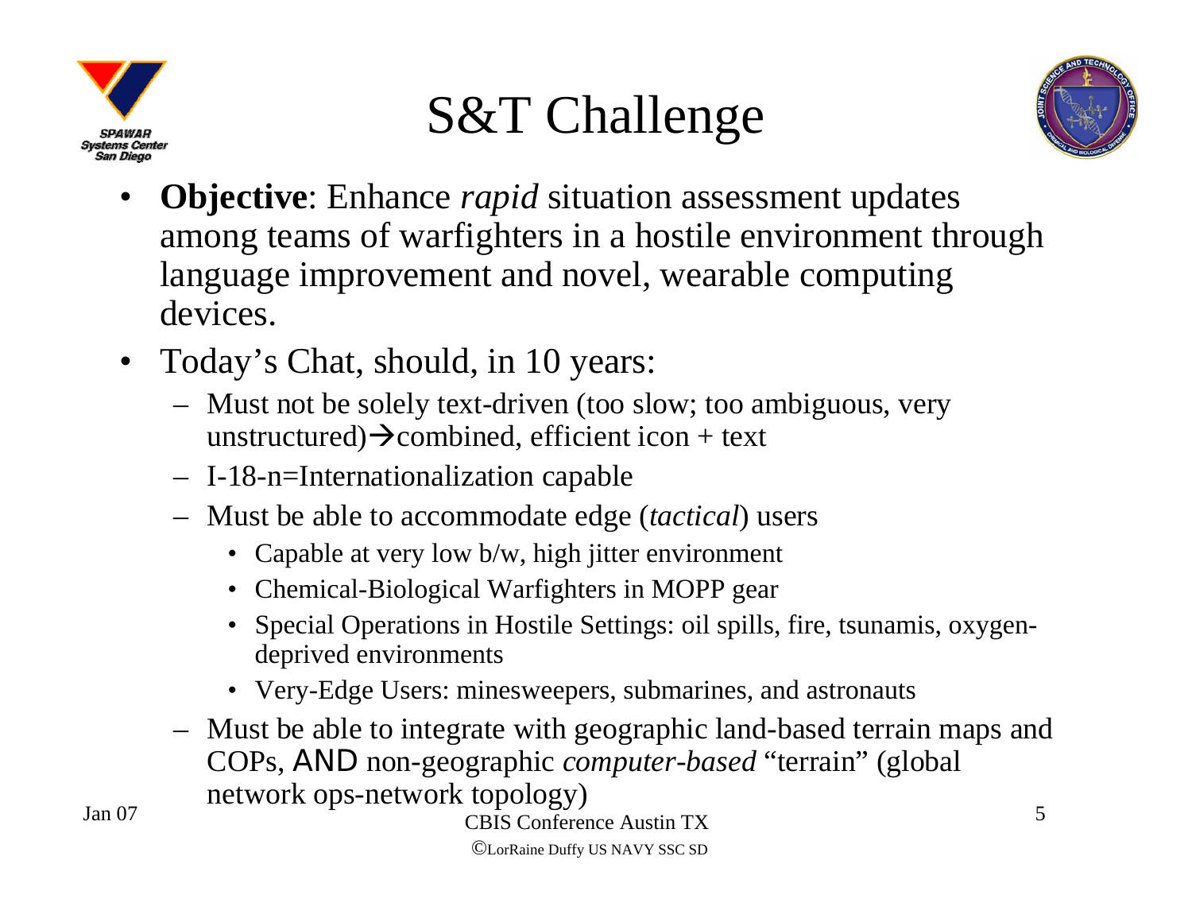# S&T Challenge

- **Objective**: Enhance *rapid* situation assessment updates among teams of warfighters in a hostile environment through language improvement and novel, wearable computing devices.
- Today's Chat, should, in 10 years:
  - Must not be solely text-driven (too slow; too ambiguous, very unstructured)→combined, efficient icon + text
  - I-18-n=Internationalization capable
  - Must be able to accommodate edge (*tactical*) users
    - Capable at very low b/w, high jitter environment
    - Chemical-Biological Warfighters in MOPP gear
    - Special Operations in Hostile Settings: oil spills, fire, tsunamis, oxygen-deprived environments
    - Very-Edge Users: minesweepers, submarines, and astronauts
  - Must be able to integrate with geographic land-based terrain maps and COPs, AND non-geographic *computer-based* "terrain" (global network ops-network topology)

©LorRaine Duffy US NAVY SSC SD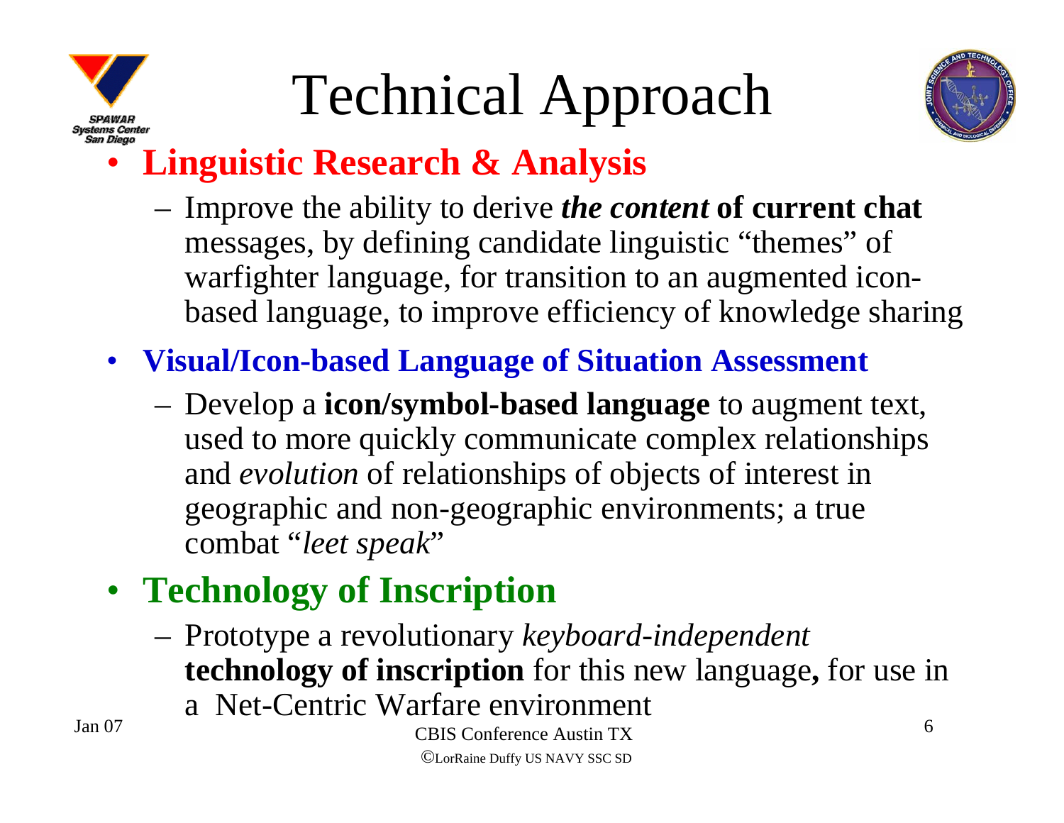# Technical Approach

- **Linguistic Research & Analysis**
  - Improve the ability to derive ***the content* of current chat** messages, by defining candidate linguistic “themes” of warfighter language, for transition to an augmented icon-based language, to improve efficiency of knowledge sharing
- **Visual/Icon-based Language of Situation Assessment**
  - Develop a **icon/symbol-based language** to augment text, used to more quickly communicate complex relationships and *evolution* of relationships of objects of interest in geographic and non-geographic environments; a true combat “*leet speak*”
- **Technology of Inscription**
  - Prototype a revolutionary *keyboard-independent* **technology of inscription** for this new language**,** for use in a Net-Centric Warfare environment

Jan 07

CBIS Conference Austin TX

©LorRaine Duffy US NAVY SSC SD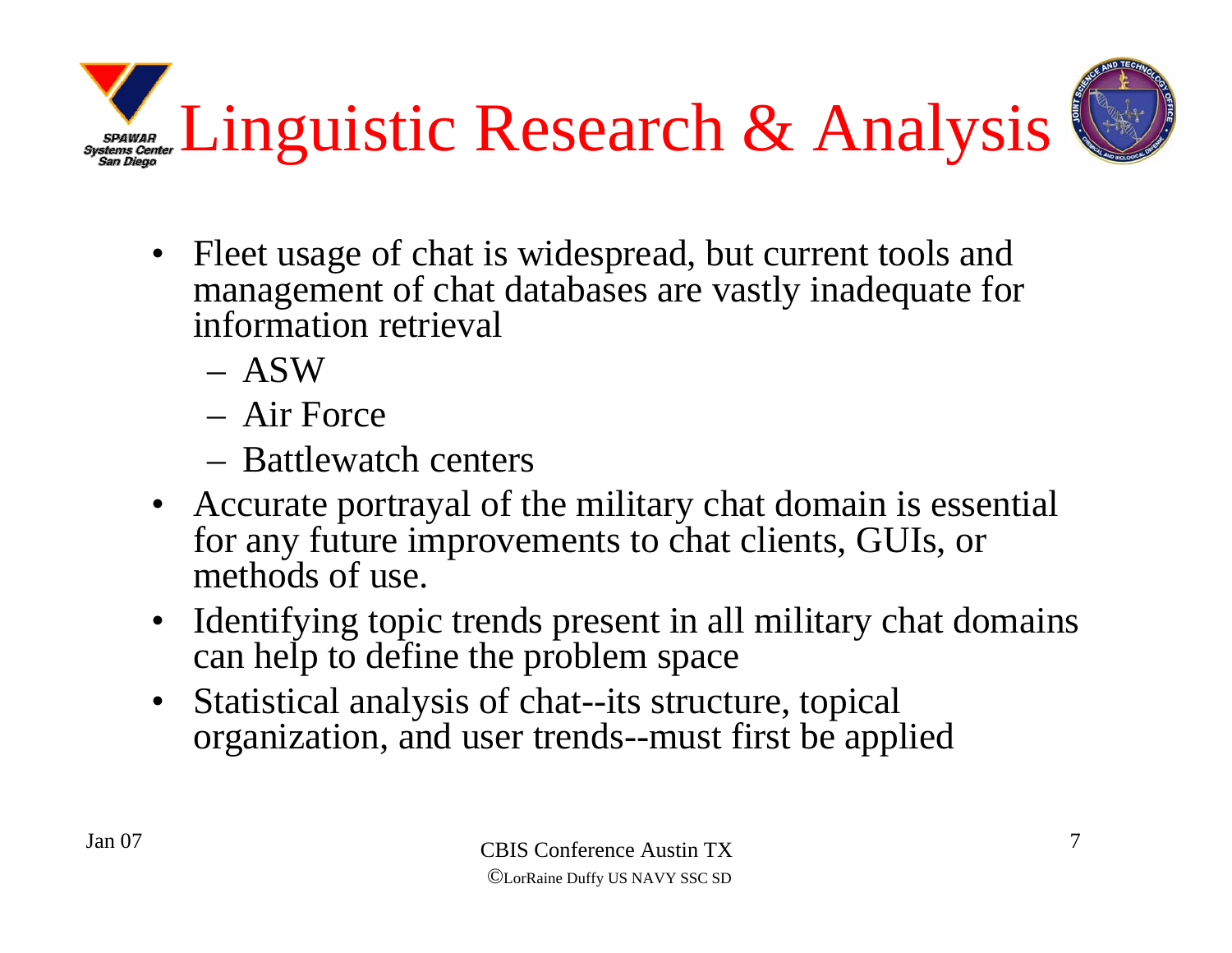# Linguistic Research & Analysis

- Fleet usage of chat is widespread, but current tools and management of chat databases are vastly inadequate for information retrieval
  - ASW
  - Air Force
  - Battlewatch centers
- Accurate portrayal of the military chat domain is essential for any future improvements to chat clients, GUIs, or methods of use.
- Identifying topic trends present in all military chat domains can help to define the problem space
- Statistical analysis of chat--its structure, topical organization, and user trends--must first be applied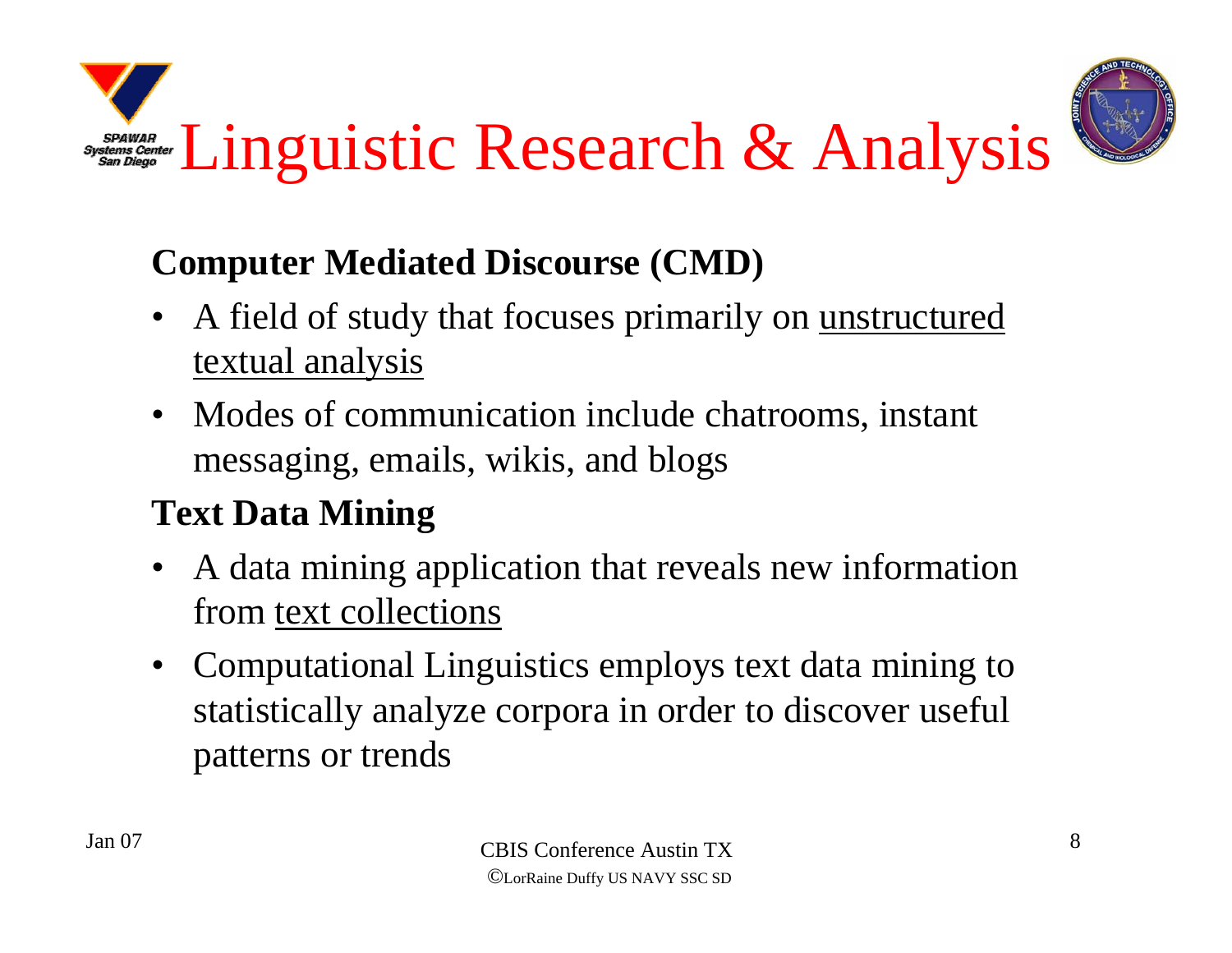# Linguistic Research & Analysis

**Computer Mediated Discourse (CMD)**

- A field of study that focuses primarily on unstructured textual analysis
- Modes of communication include chatrooms, instant messaging, emails, wikis, and blogs

**Text Data Mining**

- A data mining application that reveals new information from text collections
- Computational Linguistics employs text data mining to statistically analyze corpora in order to discover useful patterns or trends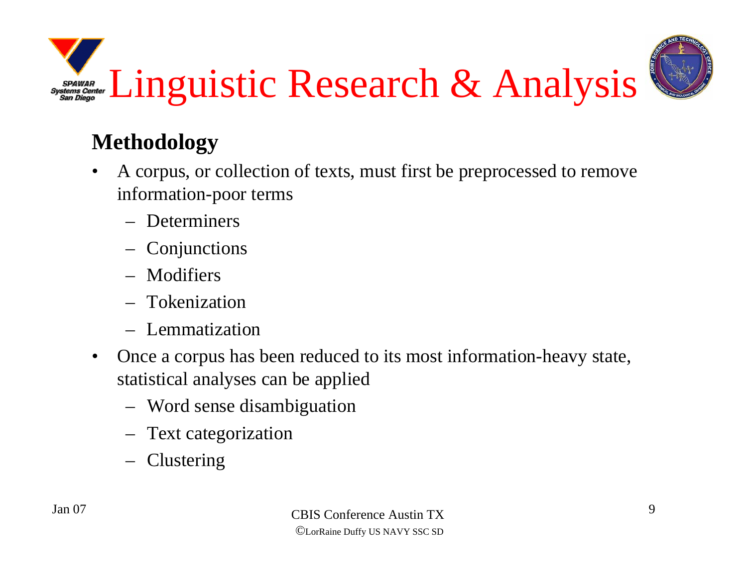# Linguistic Research & Analysis

## Methodology

- A corpus, or collection of texts, must first be preprocessed to remove information-poor terms
  - Determiners
  - Conjunctions
  - Modifiers
  - Tokenization
  - Lemmatization
- Once a corpus has been reduced to its most information-heavy state, statistical analyses can be applied
  - Word sense disambiguation
  - Text categorization
  - Clustering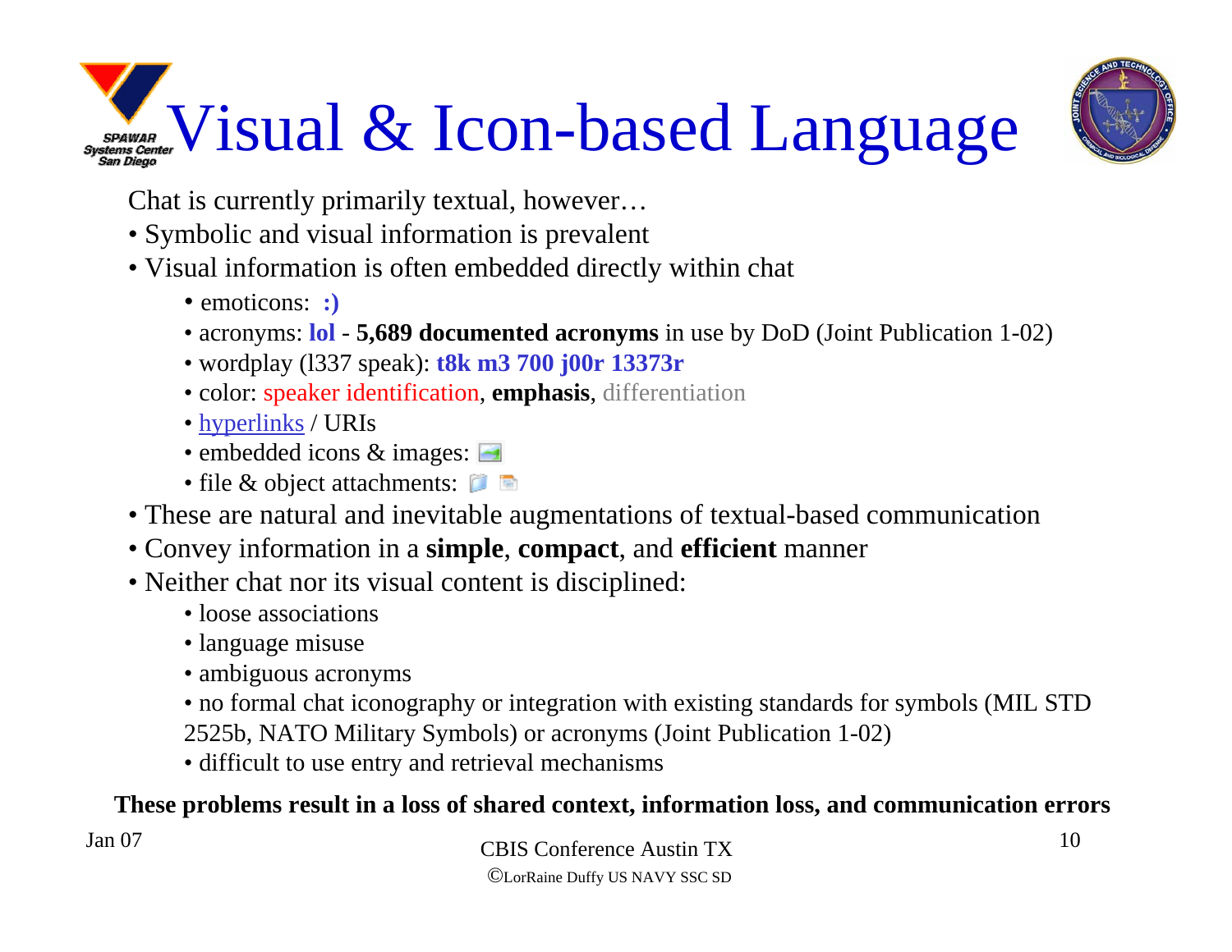# Visual & Icon-based Language

Chat is currently primarily textual, however…

- Symbolic and visual information is prevalent
- Visual information is often embedded directly within chat
  - emoticons: **:)**
  - acronyms: **lol** - **5,689 documented acronyms** in use by DoD (Joint Publication 1-02)
  - wordplay (l337 speak): **t8k m3 700 j00r 13373r**
  - color: speaker identification, **emphasis**, differentiation
  - hyperlinks / URIs
  - embedded icons & images:
  - file & object attachments:
- These are natural and inevitable augmentations of textual-based communication
- Convey information in a **simple**, **compact**, and **efficient** manner
- Neither chat nor its visual content is disciplined:
  - loose associations
  - language misuse
  - ambiguous acronyms
  - no formal chat iconography or integration with existing standards for symbols (MIL STD 2525b, NATO Military Symbols) or acronyms (Joint Publication 1-02)
  - difficult to use entry and retrieval mechanisms

**These problems result in a loss of shared context, information loss, and communication errors**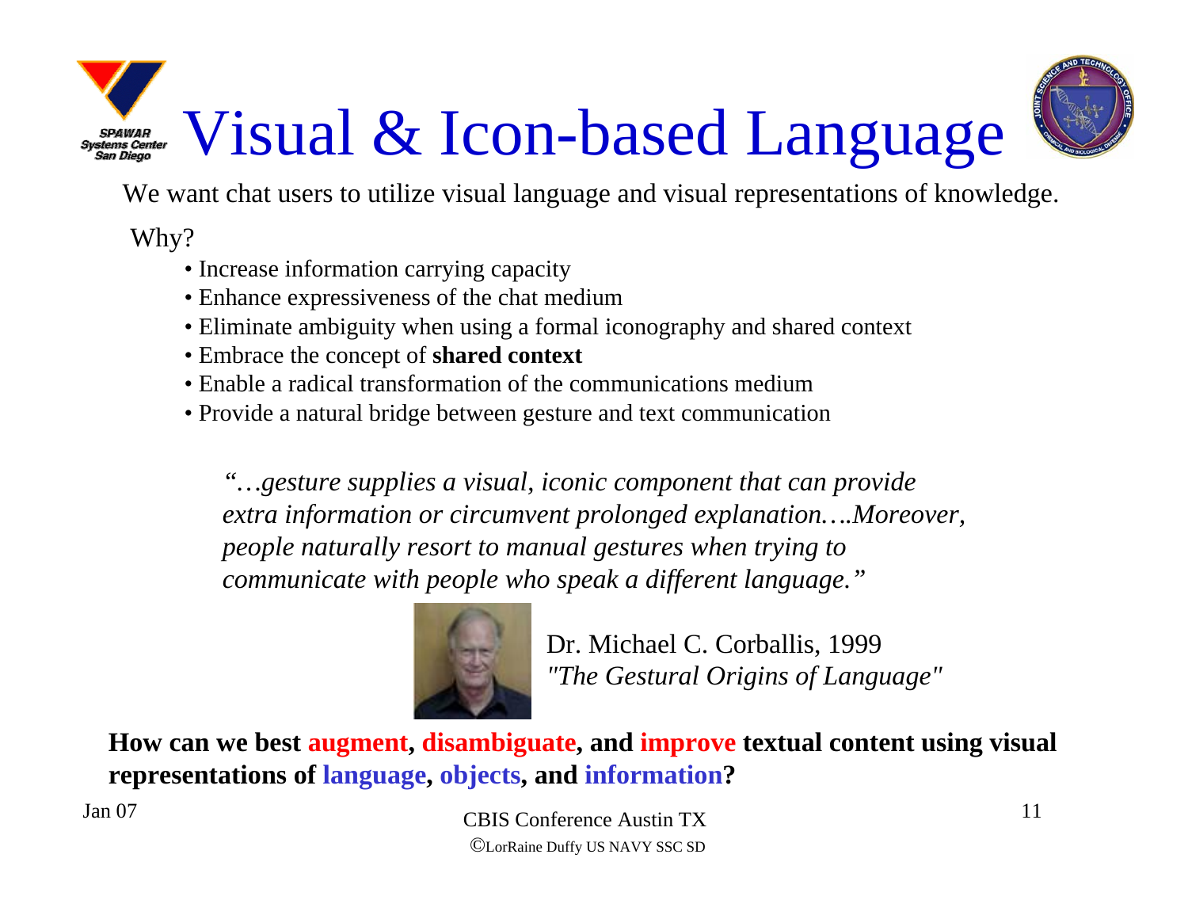# Visual & Icon-based Language

We want chat users to utilize visual language and visual representations of knowledge.

Why?

- Increase information carrying capacity
- Enhance expressiveness of the chat medium
- Eliminate ambiguity when using a formal iconography and shared context
- Embrace the concept of **shared context**
- Enable a radical transformation of the communications medium
- Provide a natural bridge between gesture and text communication

*"…gesture supplies a visual, iconic component that can provide extra information or circumvent prolonged explanation….Moreover, people naturally resort to manual gestures when trying to communicate with people who speak a different language."*

Dr. Michael C. Corballis, 1999
*"The Gestural Origins of Language"*

**How can we best augment, disambiguate, and improve textual content using visual representations of language, objects, and information?**

Jan 07

CBIS Conference Austin TX

©LorRaine Duffy US NAVY SSC SD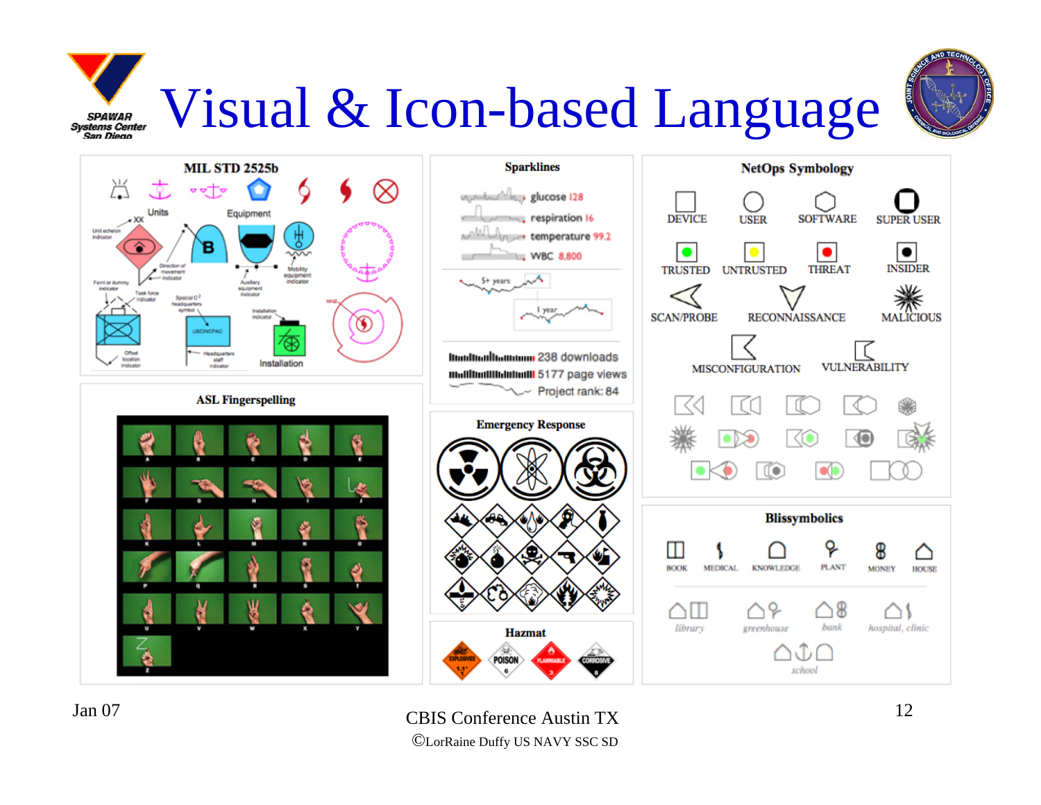# Visual & Icon-based Language

### MIL STD 2525b

Units — Equipment

Unit echelon indicator, Direction of movement indicator, Feint or dummy indicator, Task force indicator, Special C2 headquarters symbol, Auxiliary equipment indicator, Mobility equipment indicator, Installation indicator, Offset location indicator, Headquarters staff indicator, Installation

### Sparklines

glucose 128
respiration 16
temperature 99.2
WBC 8,800

5+ years
1 year

238 downloads
5177 page views
Project rank: 84

### NetOps Symbology

DEVICE, USER, SOFTWARE, SUPER USER
TRUSTED, UNTRUSTED, THREAT, INSIDER
SCAN/PROBE, RECONNAISSANCE, MALICIOUS
MISCONFIGURATION, VULNERABILITY

### ASL Fingerspelling

A B C D E F G H I J K L M N O P Q R S T U V W X Y Z

### Emergency Response

### Hazmat

EXPLOSIVES 1.1, POISON 6, FLAMMABLE 3, CORROSIVE 8

### Blissymbolics

BOOK, MEDICAL, KNOWLEDGE, PLANT, MONEY, HOUSE

library, greenhouse, bank, hospital, clinic, school

Jan 07

CBIS Conference Austin TX

©LorRaine Duffy US NAVY SSC SD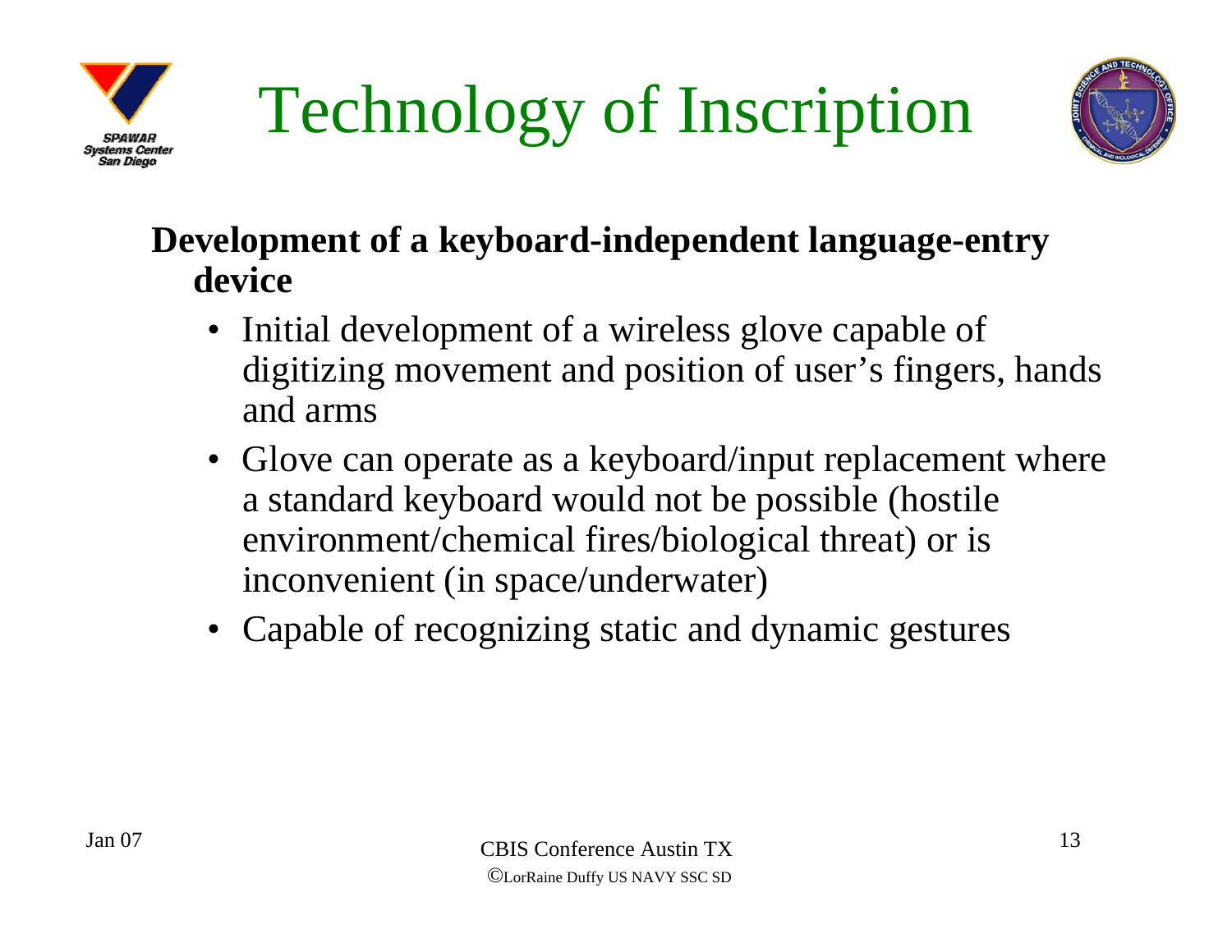# Technology of Inscription

**Development of a keyboard-independent language-entry device**

- Initial development of a wireless glove capable of digitizing movement and position of user's fingers, hands and arms
- Glove can operate as a keyboard/input replacement where a standard keyboard would not be possible (hostile environment/chemical fires/biological threat) or is inconvenient (in space/underwater)
- Capable of recognizing static and dynamic gestures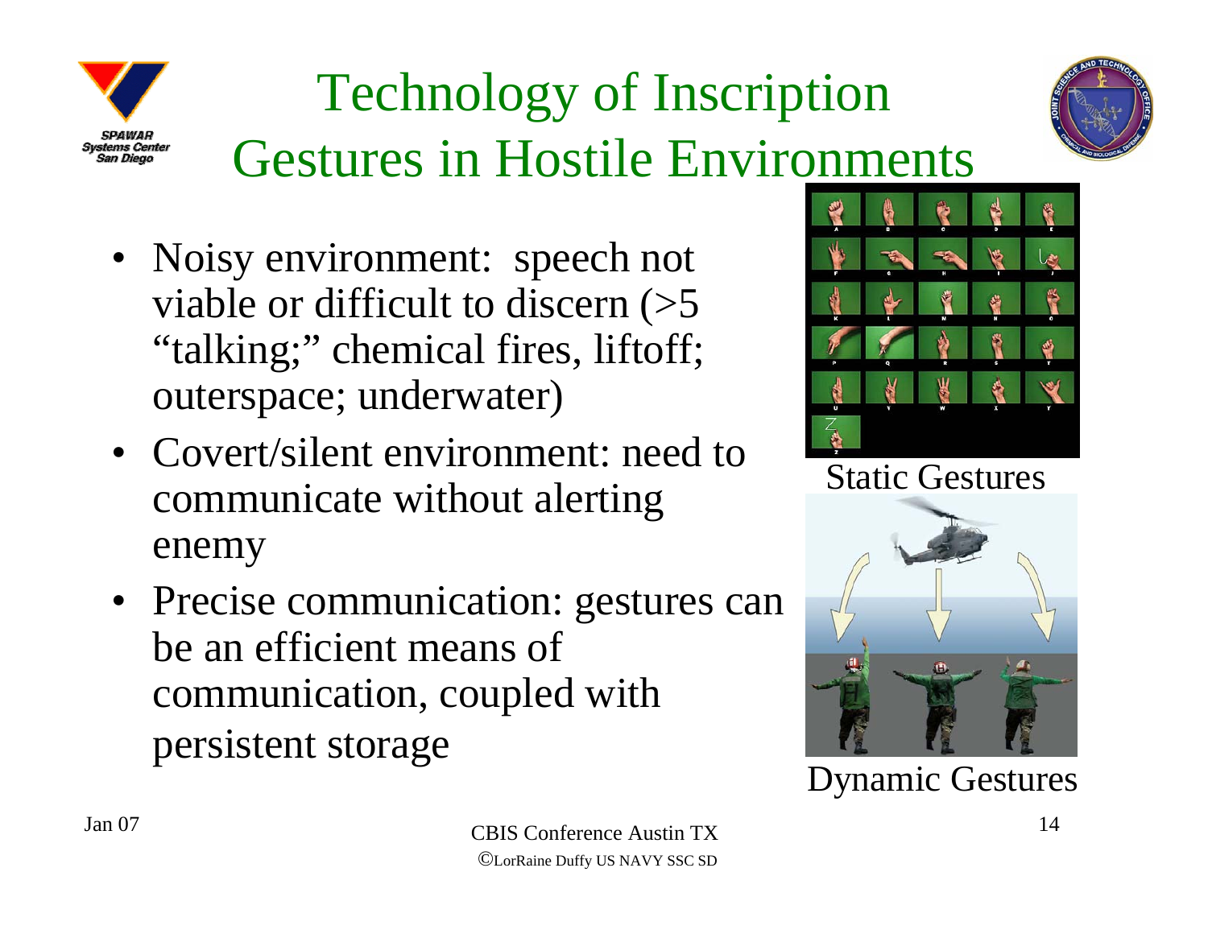# Technology of Inscription Gestures in Hostile Environments

- Noisy environment: speech not viable or difficult to discern (>5 "talking;" chemical fires, liftoff; outerspace; underwater)
- Covert/silent environment: need to communicate without alerting enemy
- Precise communication: gestures can be an efficient means of communication, coupled with persistent storage

Static Gestures

Dynamic Gestures

Jan 07

CBIS Conference Austin TX

©LorRaine Duffy US NAVY SSC SD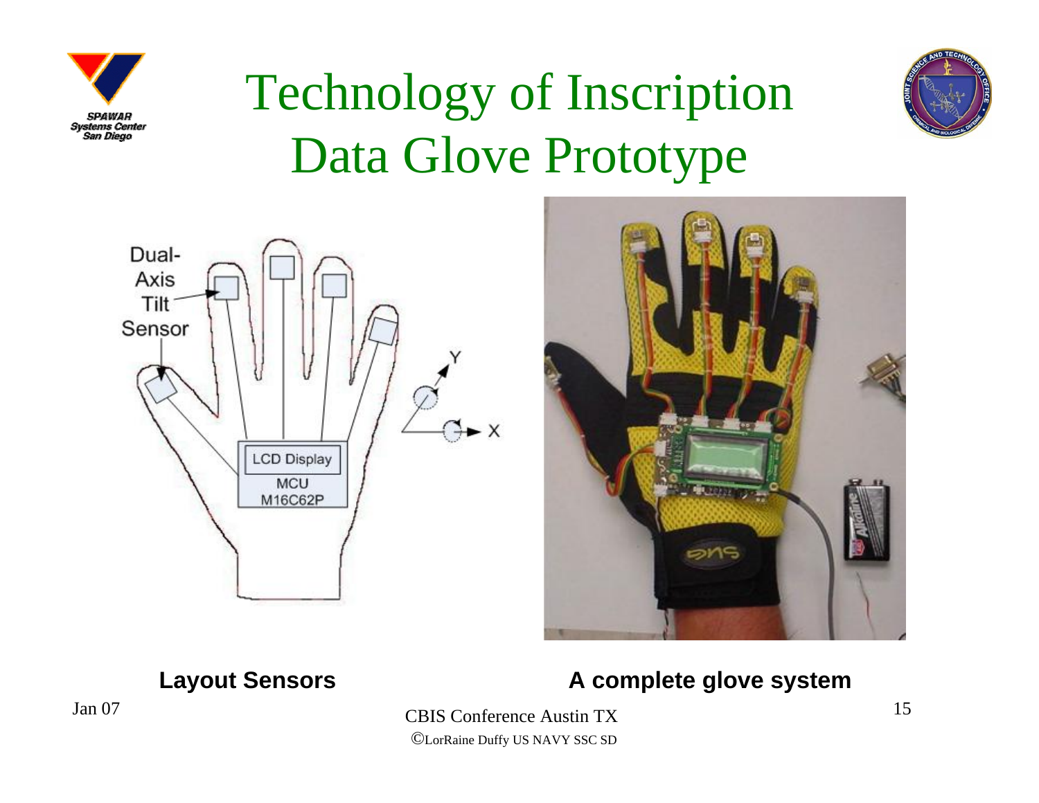# Technology of Inscription Data Glove Prototype

**Layout Sensors**

**A complete glove system**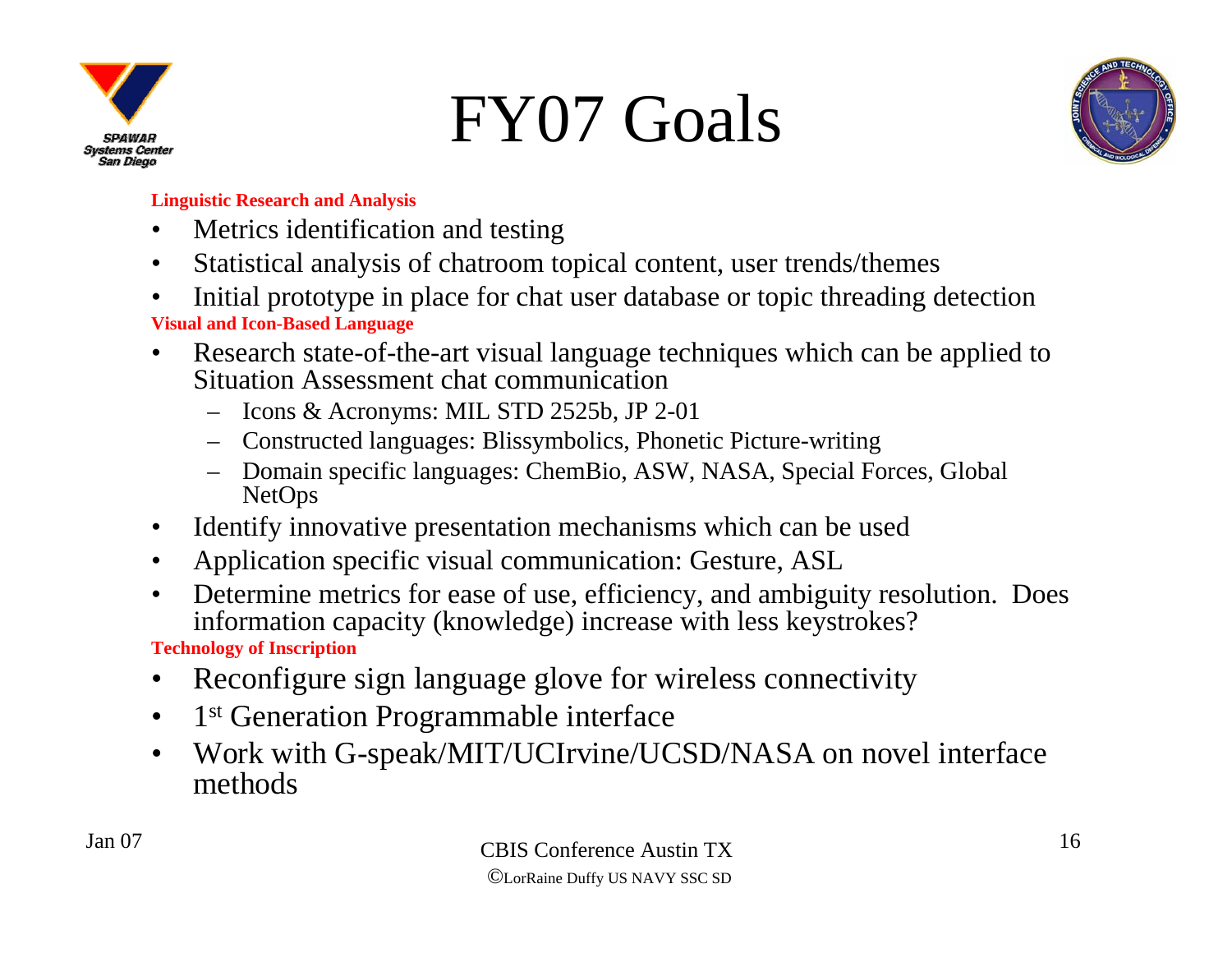# FY07 Goals

**Linguistic Research and Analysis**

- Metrics identification and testing
- Statistical analysis of chatroom topical content, user trends/themes
- Initial prototype in place for chat user database or topic threading detection

**Visual and Icon-Based Language**

- Research state-of-the-art visual language techniques which can be applied to Situation Assessment chat communication
  - Icons & Acronyms: MIL STD 2525b, JP 2-01
  - Constructed languages: Blissymbolics, Phonetic Picture-writing
  - Domain specific languages: ChemBio, ASW, NASA, Special Forces, Global NetOps
- Identify innovative presentation mechanisms which can be used
- Application specific visual communication: Gesture, ASL
- Determine metrics for ease of use, efficiency, and ambiguity resolution. Does information capacity (knowledge) increase with less keystrokes?

**Technology of Inscription**

- Reconfigure sign language glove for wireless connectivity
- 1st Generation Programmable interface
- Work with G-speak/MIT/UCIrvine/UCSD/NASA on novel interface methods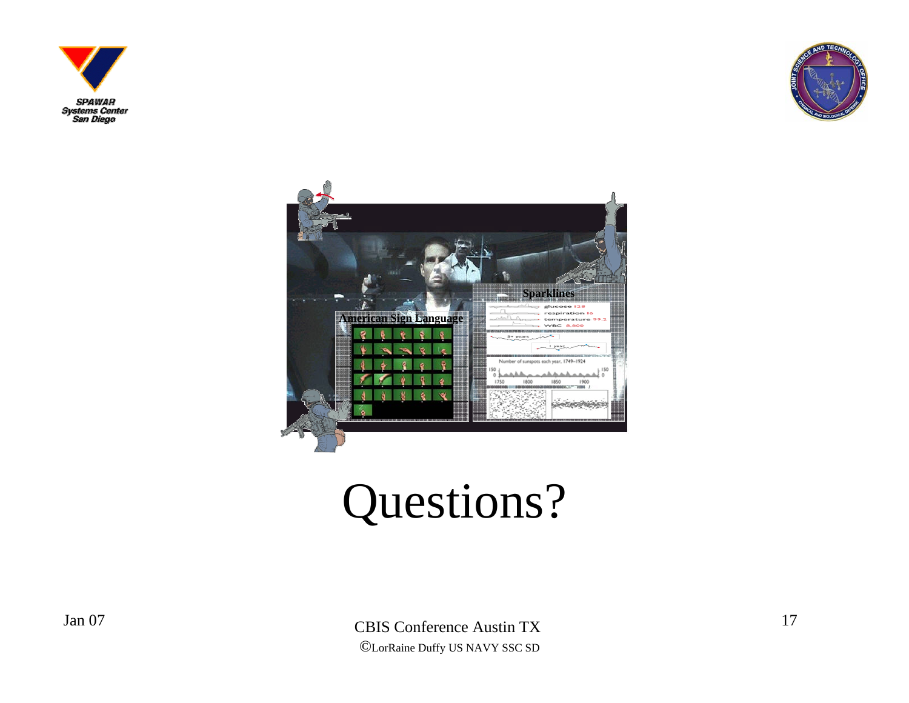# Questions?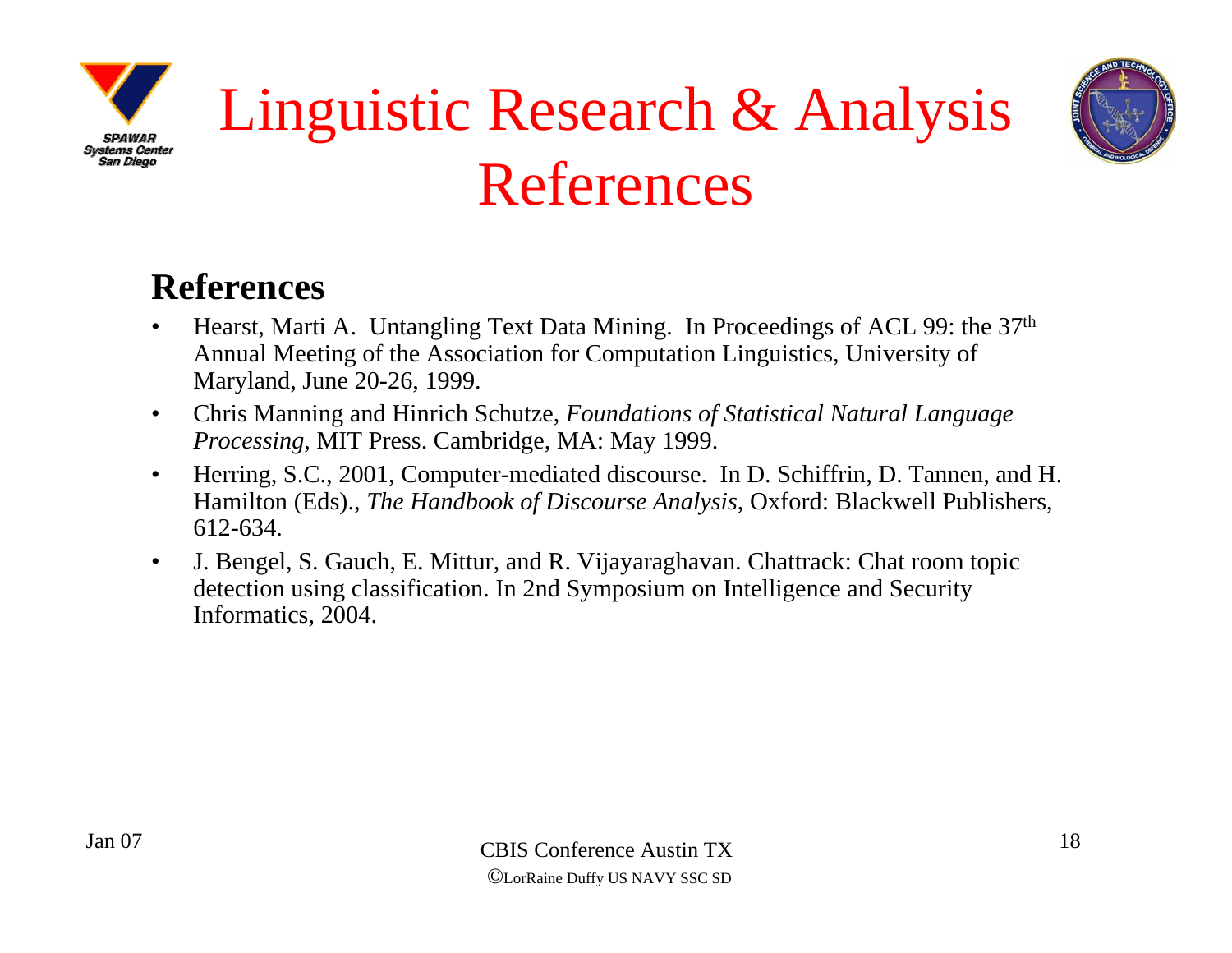# Linguistic Research & Analysis References

## References

- Hearst, Marti A. Untangling Text Data Mining. In Proceedings of ACL 99: the 37th Annual Meeting of the Association for Computation Linguistics, University of Maryland, June 20-26, 1999.
- Chris Manning and Hinrich Schutze, *Foundations of Statistical Natural Language Processing*, MIT Press. Cambridge, MA: May 1999.
- Herring, S.C., 2001, Computer-mediated discourse. In D. Schiffrin, D. Tannen, and H. Hamilton (Eds)., *The Handbook of Discourse Analysis*, Oxford: Blackwell Publishers, 612-634.
- J. Bengel, S. Gauch, E. Mittur, and R. Vijayaraghavan. Chattrack: Chat room topic detection using classification. In 2nd Symposium on Intelligence and Security Informatics, 2004.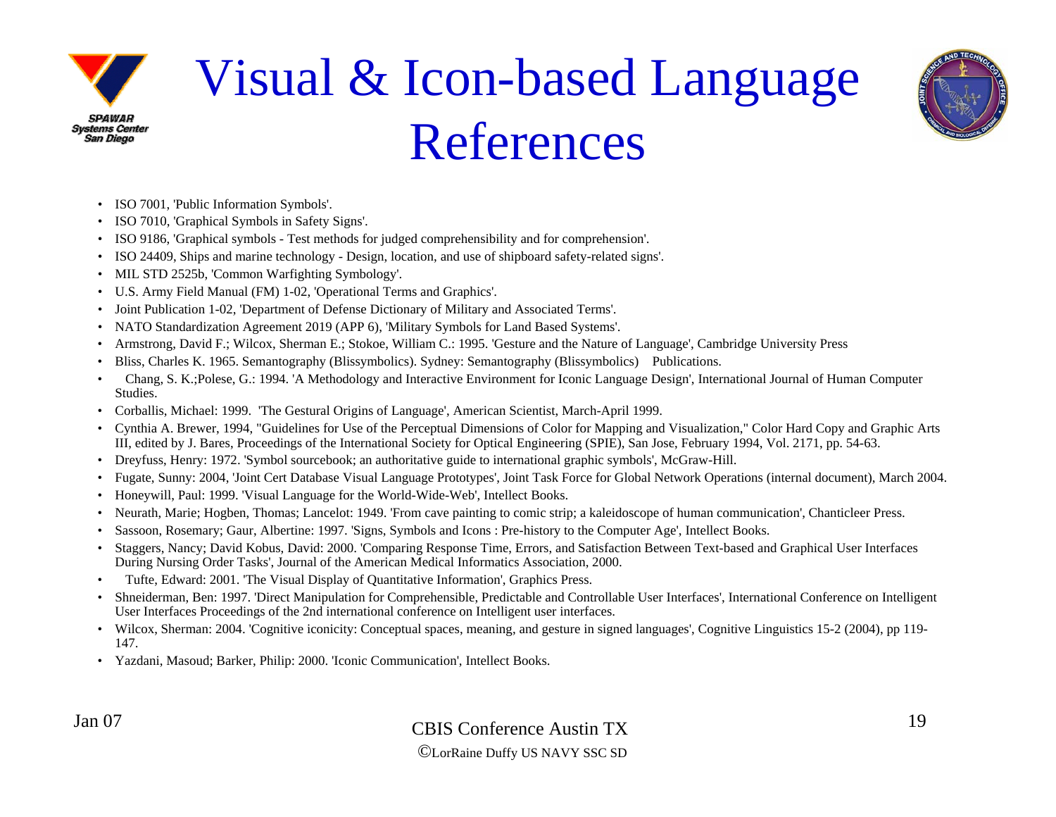# Visual & Icon-based Language References

- ISO 7001, 'Public Information Symbols'.
- ISO 7010, 'Graphical Symbols in Safety Signs'.
- ISO 9186, 'Graphical symbols - Test methods for judged comprehensibility and for comprehension'.
- ISO 24409, Ships and marine technology - Design, location, and use of shipboard safety-related signs'.
- MIL STD 2525b, 'Common Warfighting Symbology'.
- U.S. Army Field Manual (FM) 1-02, 'Operational Terms and Graphics'.
- Joint Publication 1-02, 'Department of Defense Dictionary of Military and Associated Terms'.
- NATO Standardization Agreement 2019 (APP 6), 'Military Symbols for Land Based Systems'.
- Armstrong, David F.; Wilcox, Sherman E.; Stokoe, William C.: 1995. 'Gesture and the Nature of Language', Cambridge University Press
- Bliss, Charles K. 1965. Semantography (Blissymbolics). Sydney: Semantography (Blissymbolics) Publications.
- Chang, S. K.;Polese, G.: 1994. 'A Methodology and Interactive Environment for Iconic Language Design', International Journal of Human Computer Studies.
- Corballis, Michael: 1999. 'The Gestural Origins of Language', American Scientist, March-April 1999.
- Cynthia A. Brewer, 1994, "Guidelines for Use of the Perceptual Dimensions of Color for Mapping and Visualization," Color Hard Copy and Graphic Arts III, edited by J. Bares, Proceedings of the International Society for Optical Engineering (SPIE), San Jose, February 1994, Vol. 2171, pp. 54-63.
- Dreyfuss, Henry: 1972. 'Symbol sourcebook; an authoritative guide to international graphic symbols', McGraw-Hill.
- Fugate, Sunny: 2004, 'Joint Cert Database Visual Language Prototypes', Joint Task Force for Global Network Operations (internal document), March 2004.
- Honeywill, Paul: 1999. 'Visual Language for the World-Wide-Web', Intellect Books.
- Neurath, Marie; Hogben, Thomas; Lancelot: 1949. 'From cave painting to comic strip; a kaleidoscope of human communication', Chanticleer Press.
- Sassoon, Rosemary; Gaur, Albertine: 1997. 'Signs, Symbols and Icons : Pre-history to the Computer Age', Intellect Books.
- Staggers, Nancy; David Kobus, David: 2000. 'Comparing Response Time, Errors, and Satisfaction Between Text-based and Graphical User Interfaces During Nursing Order Tasks', Journal of the American Medical Informatics Association, 2000.
- Tufte, Edward: 2001. 'The Visual Display of Quantitative Information', Graphics Press.
- Shneiderman, Ben: 1997. 'Direct Manipulation for Comprehensible, Predictable and Controllable User Interfaces', International Conference on Intelligent User Interfaces Proceedings of the 2nd international conference on Intelligent user interfaces.
- Wilcox, Sherman: 2004. 'Cognitive iconicity: Conceptual spaces, meaning, and gesture in signed languages', Cognitive Linguistics 15-2 (2004), pp 119-147.
- Yazdani, Masoud; Barker, Philip: 2000. 'Iconic Communication', Intellect Books.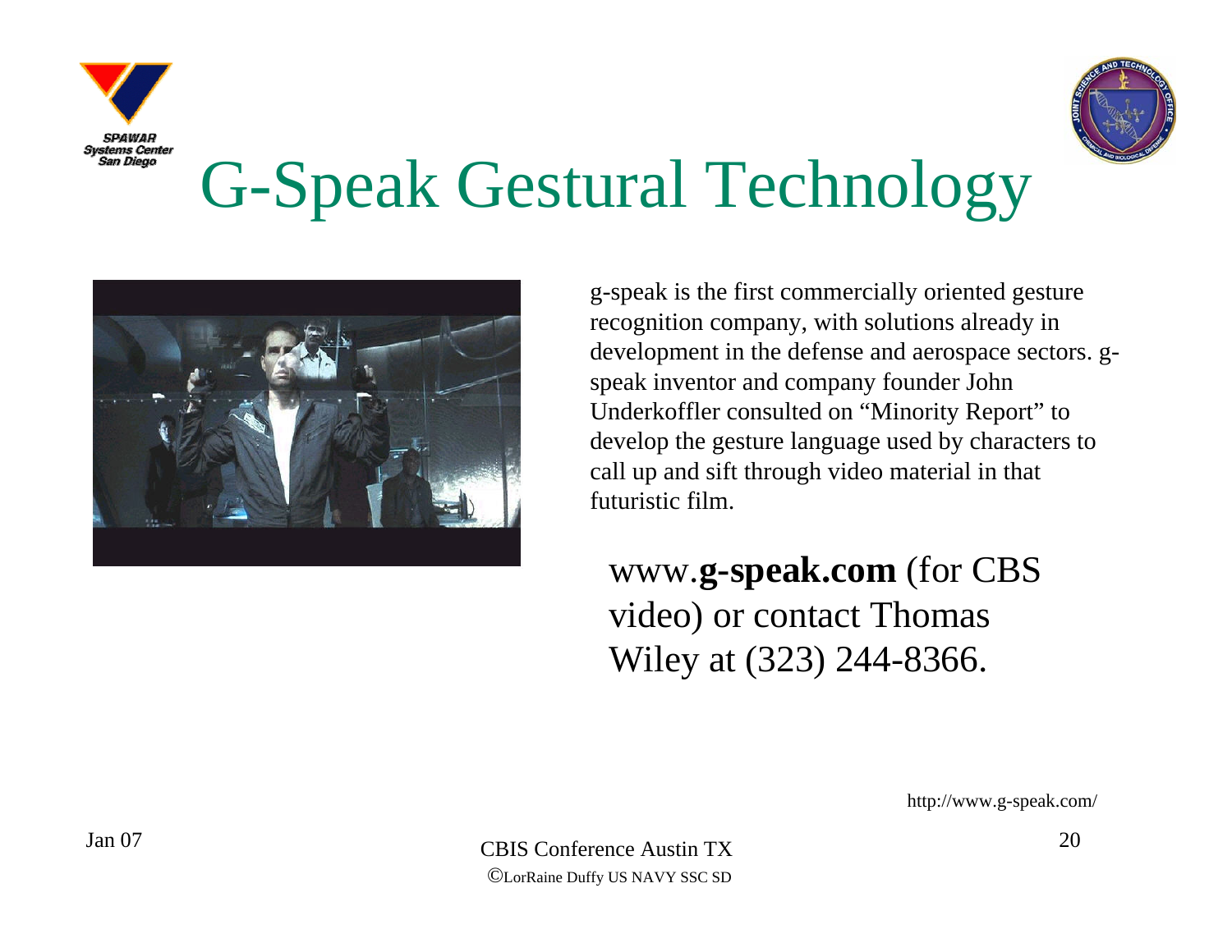# G-Speak Gestural Technology

g-speak is the first commercially oriented gesture recognition company, with solutions already in development in the defense and aerospace sectors. g-speak inventor and company founder John Underkoffler consulted on “Minority Report” to develop the gesture language used by characters to call up and sift through video material in that futuristic film.

www.**g-speak.com** (for CBS video) or contact Thomas Wiley at (323) 244-8366.

http://www.g-speak.com/